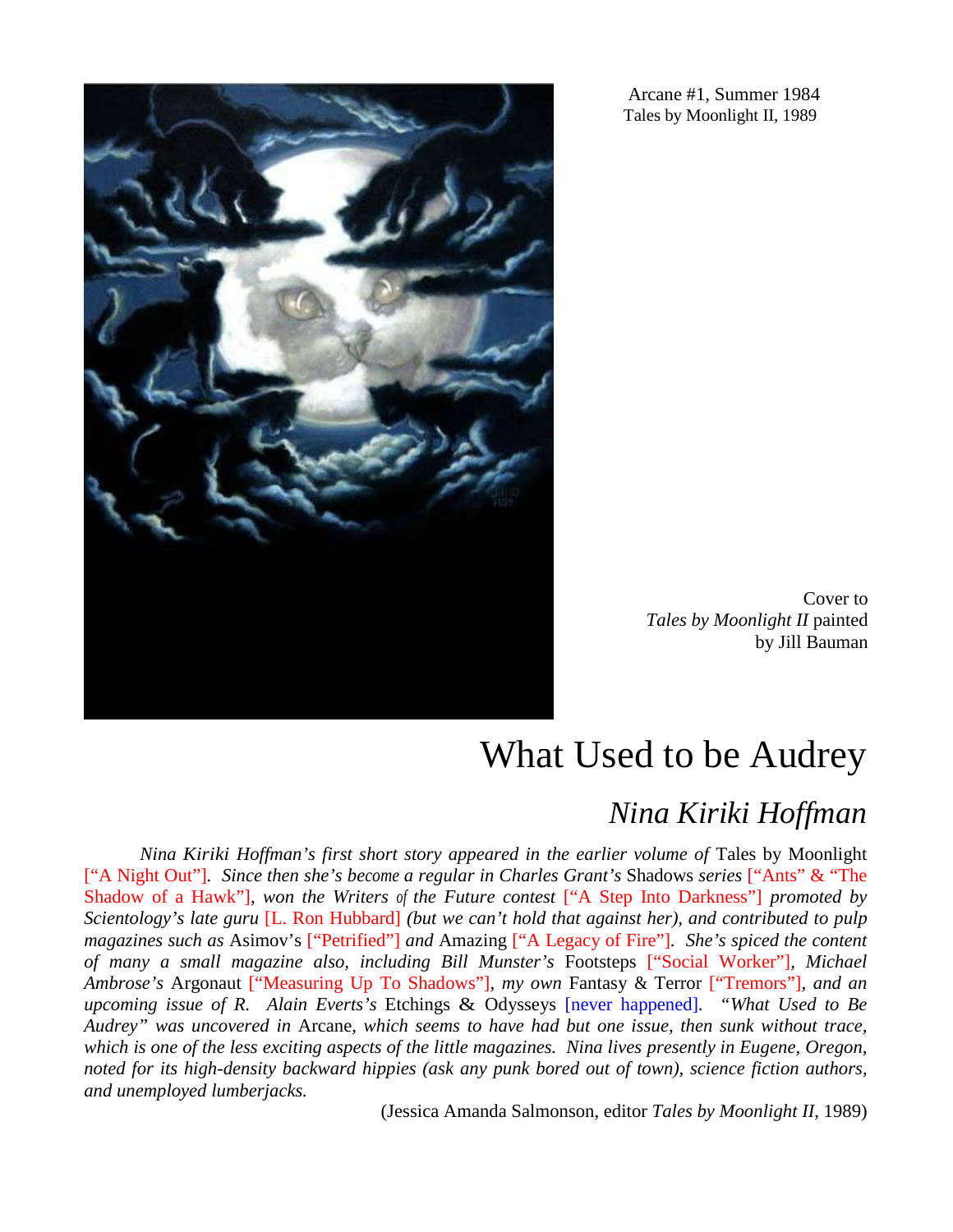Arcane #1, Summer 1984
Tales by Moonlight II, 1989

Cover to
*Tales by Moonlight II* painted
by Jill Bauman

# What Used to be Audrey

## *Nina Kiriki Hoffman*

*Nina Kiriki Hoffman's first short story appeared in the earlier volume of* Tales by Moonlight ["A Night Out"]. *Since then she's become a regular in Charles Grant's* Shadows *series* ["Ants" & "The Shadow of a Hawk"], *won the Writers of the Future contest* ["A Step Into Darkness"] *promoted by Scientology's late guru* [L. Ron Hubbard] *(but we can't hold that against her), and contributed to pulp magazines such as* Asimov's ["Petrified"] *and* Amazing ["A Legacy of Fire"]. *She's spiced the content of many a small magazine also, including Bill Munster's* Footsteps ["Social Worker"], *Michael Ambrose's* Argonaut ["Measuring Up To Shadows"], *my own* Fantasy & Terror ["Tremors"], *and an upcoming issue of R. Alain Everts's* Etchings & Odysseys [never happened]. *"What Used to Be Audrey" was uncovered in* Arcane, *which seems to have had but one issue, then sunk without trace, which is one of the less exciting aspects of the little magazines. Nina lives presently in Eugene, Oregon, noted for its high-density backward hippies (ask any punk bored out of town), science fiction authors, and unemployed lumberjacks.*

(Jessica Amanda Salmonson, editor *Tales by Moonlight II*, 1989)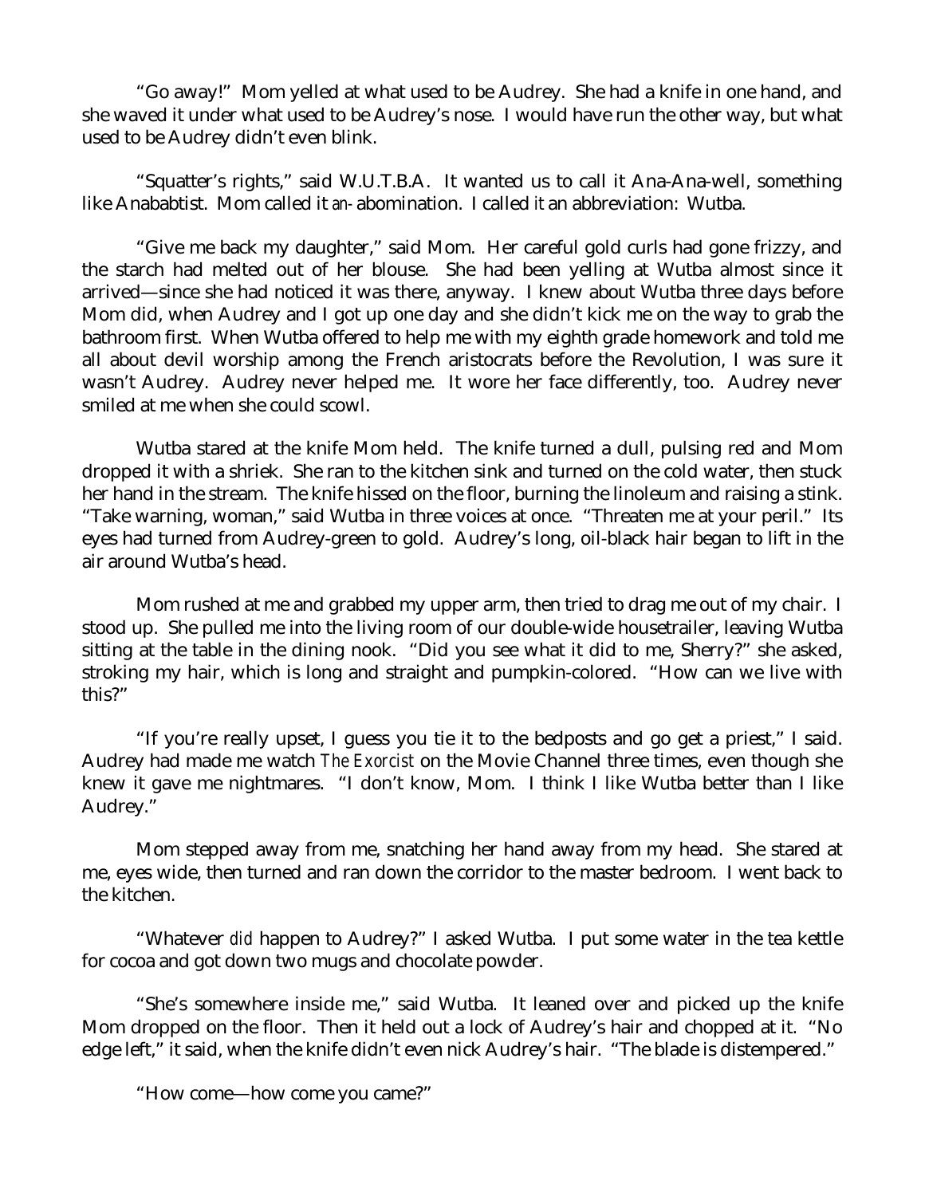"Go away!" Mom yelled at what used to be Audrey. She had a knife in one hand, and she waved it under what used to be Audrey's nose. I would have run the other way, but what used to be Audrey didn't even blink.

"Squatter's rights," said W.U.T.B.A. It wanted us to call it Ana-Ana-well, something like Anababtist. Mom called it *an-* abomination. I called *it* an abbreviation: Wutba.

"Give me back my daughter," said Mom. Her careful gold curls had gone frizzy, and the starch had melted out of her blouse. She had been yelling at Wutba almost since it arrived—since she had noticed it was there, anyway. I knew about Wutba three days before Mom did, when Audrey and I got up one day and she didn't kick me on the way to grab the bathroom first. When Wutba offered to help me with my eighth grade homework and told me all about devil worship among the French aristocrats before the Revolution, I was sure it wasn't Audrey. Audrey never helped me. It wore her face differently, too. Audrey never smiled at me when she could scowl.

Wutba stared at the knife Mom held. The knife turned a dull, pulsing red and Mom dropped it with a shriek. She ran to the kitchen sink and turned on the cold water, then stuck her hand in the stream. The knife hissed on the floor, burning the linoleum and raising a stink. "Take warning, woman," said Wutba in three voices at once. "Threaten me at your peril." Its eyes had turned from Audrey-green to gold. Audrey's long, oil-black hair began to lift in the air around Wutba's head.

Mom rushed at me and grabbed my upper arm, then tried to drag me out of my chair. I stood up. She pulled me into the living room of our double-wide housetrailer, leaving Wutba sitting at the table in the dining nook. "Did you see what it did to me, Sherry?" she asked, stroking my hair, which is long and straight and pumpkin-colored. "How can we live with this?"

"If you're really upset, I guess you tie it to the bedposts and go get a priest," I said. Audrey had made me watch *The Exorcist* on the Movie Channel three times, even though she knew it gave me nightmares. "I don't know, Mom. I think I like Wutba better than I like Audrey."

Mom stepped away from me, snatching her hand away from my head. She stared at me, eyes wide, then turned and ran down the corridor to the master bedroom. I went back to the kitchen.

"Whatever *did* happen to Audrey?" I asked Wutba. I put some water in the tea kettle for cocoa and got down two mugs and chocolate powder.

"She's somewhere inside me," said Wutba. It leaned over and picked up the knife Mom dropped on the floor. Then it held out a lock of Audrey's hair and chopped at it. "No edge left," it said, when the knife didn't even nick Audrey's hair. "The blade is distempered."

"How come—how come you came?"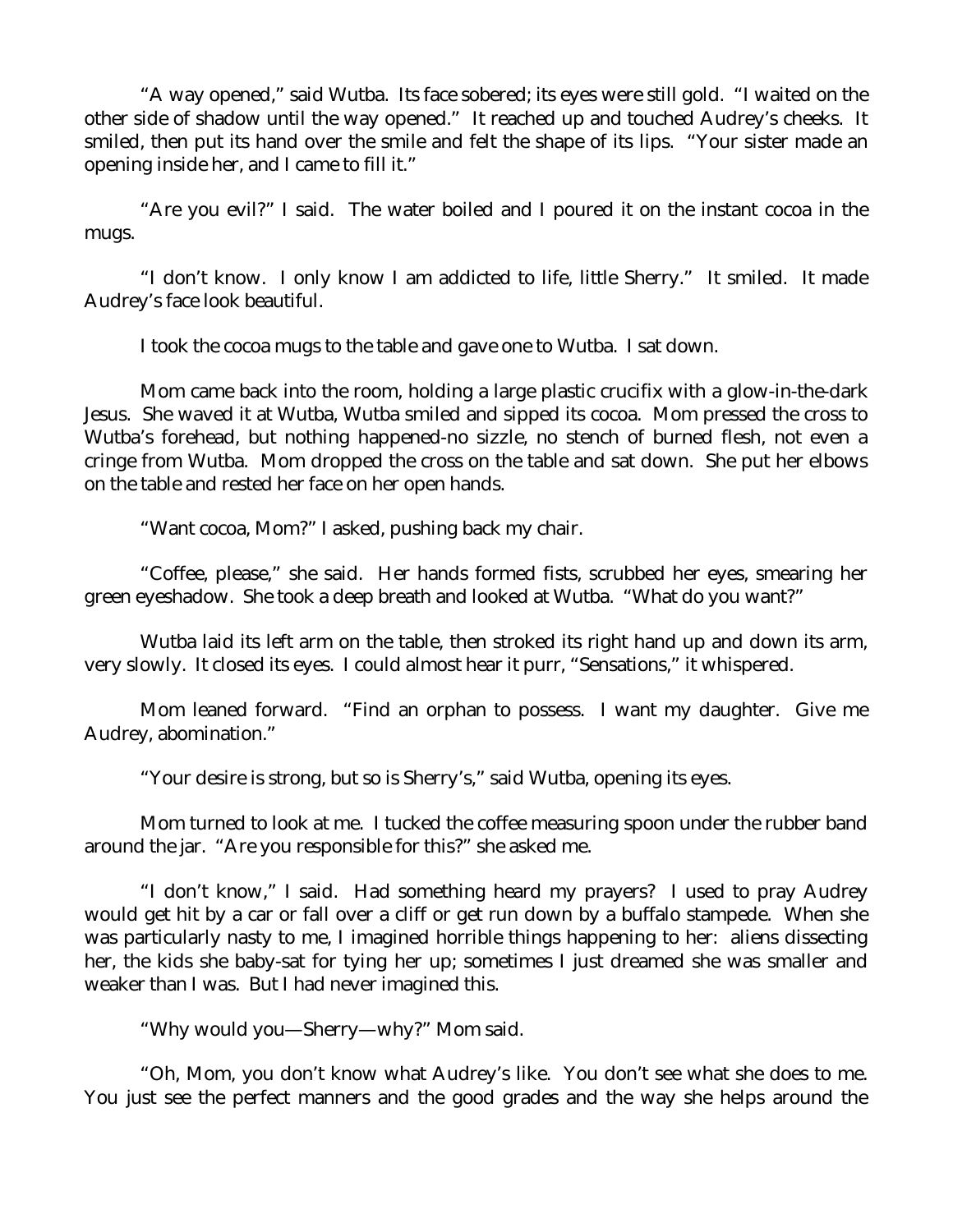"A way opened," said Wutba. Its face sobered; its eyes were still gold. "I waited on the other side of shadow until the way opened." It reached up and touched Audrey's cheeks. It smiled, then put its hand over the smile and felt the shape of its lips. "Your sister made an opening inside her, and I came to fill it."

"Are you evil?" I said. The water boiled and I poured it on the instant cocoa in the mugs.

"I don't know. I only know I am addicted to life, little Sherry." It smiled. It made Audrey's face look beautiful.

I took the cocoa mugs to the table and gave one to Wutba. I sat down.

Mom came back into the room, holding a large plastic crucifix with a glow-in-the-dark Jesus. She waved it at Wutba, Wutba smiled and sipped its cocoa. Mom pressed the cross to Wutba's forehead, but nothing happened-no sizzle, no stench of burned flesh, not even a cringe from Wutba. Mom dropped the cross on the table and sat down. She put her elbows on the table and rested her face on her open hands.

"Want cocoa, Mom?" I asked, pushing back my chair.

"Coffee, please," she said. Her hands formed fists, scrubbed her eyes, smearing her green eyeshadow. She took a deep breath and looked at Wutba. "What do you want?"

Wutba laid its left arm on the table, then stroked its right hand up and down its arm, very slowly. It closed its eyes. I could almost hear it purr, "Sensations," it whispered.

Mom leaned forward. "Find an orphan to possess. I want my daughter. Give me Audrey, abomination."

"Your desire is strong, but so is Sherry's," said Wutba, opening its eyes.

Mom turned to look at me. I tucked the coffee measuring spoon under the rubber band around the jar. "Are you responsible for this?" she asked me.

"I don't know," I said. Had something heard my prayers? I used to pray Audrey would get hit by a car or fall over a cliff or get run down by a buffalo stampede. When she was particularly nasty to me, I imagined horrible things happening to her: aliens dissecting her, the kids she baby-sat for tying her up; sometimes I just dreamed she was smaller and weaker than I was. But I had never imagined this.

"Why would you—Sherry—why?" Mom said.

"Oh, Mom, you don't know what Audrey's like. You don't see what she does to me. You just see the perfect manners and the good grades and the way she helps around the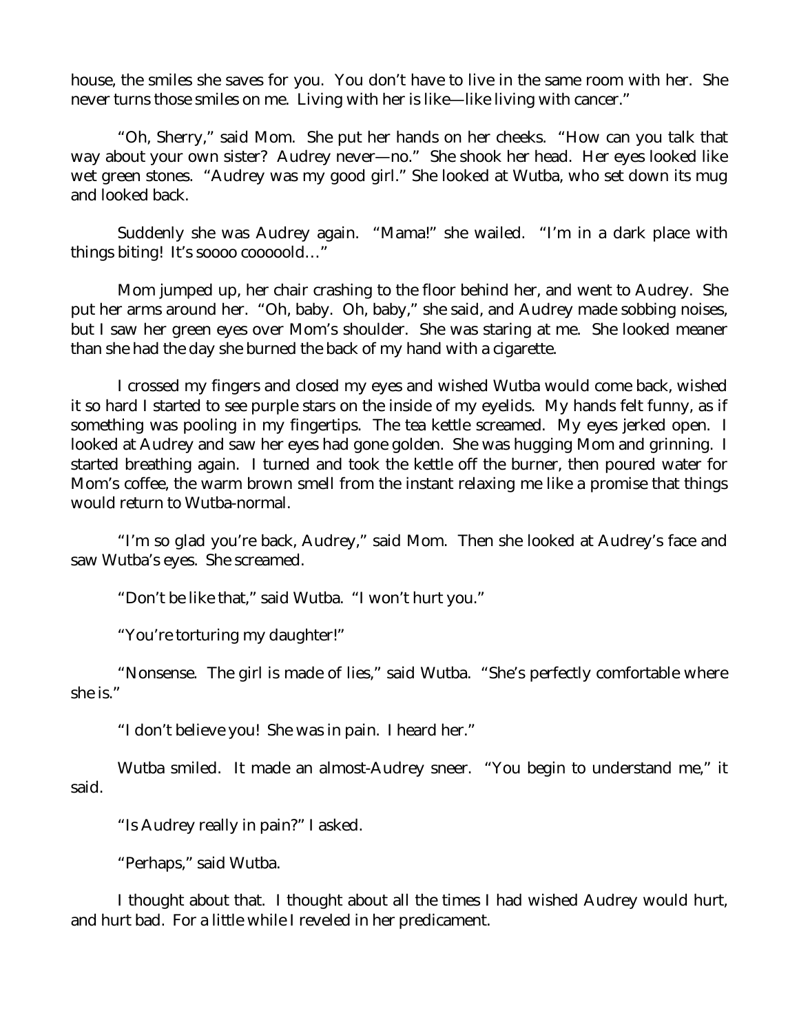house, the smiles she saves for you. You don't have to live in the same room with her. She never turns those smiles on me. Living with her is like—like living with cancer."

"Oh, Sherry," said Mom. She put her hands on her cheeks. "How can you talk that way about your own sister? Audrey never—no." She shook her head. Her eyes looked like wet green stones. "Audrey was my good girl." She looked at Wutba, who set down its mug and looked back.

Suddenly she was Audrey again. "Mama!" she wailed. "I'm in a dark place with things biting! It's soooo cooooold…"

Mom jumped up, her chair crashing to the floor behind her, and went to Audrey. She put her arms around her. "Oh, baby. Oh, baby," she said, and Audrey made sobbing noises, but I saw her green eyes over Mom's shoulder. She was staring at me. She looked meaner than she had the day she burned the back of my hand with a cigarette.

I crossed my fingers and closed my eyes and wished Wutba would come back, wished it so hard I started to see purple stars on the inside of my eyelids. My hands felt funny, as if something was pooling in my fingertips. The tea kettle screamed. My eyes jerked open. I looked at Audrey and saw her eyes had gone golden. She was hugging Mom and grinning. I started breathing again. I turned and took the kettle off the burner, then poured water for Mom's coffee, the warm brown smell from the instant relaxing me like a promise that things would return to Wutba-normal.

"I'm so glad you're back, Audrey," said Mom. Then she looked at Audrey's face and saw Wutba's eyes. She screamed.

"Don't be like that," said Wutba. "I won't hurt you."

"You're torturing my daughter!"

"Nonsense. The girl is made of lies," said Wutba. "She's perfectly comfortable where she is."

"I don't believe you! She was in pain. I heard her."

Wutba smiled. It made an almost-Audrey sneer. "You begin to understand me," it said.

"Is Audrey really in pain?" I asked.

"Perhaps," said Wutba.

I thought about that. I thought about all the times I had wished Audrey would hurt, and hurt bad. For a little while I reveled in her predicament.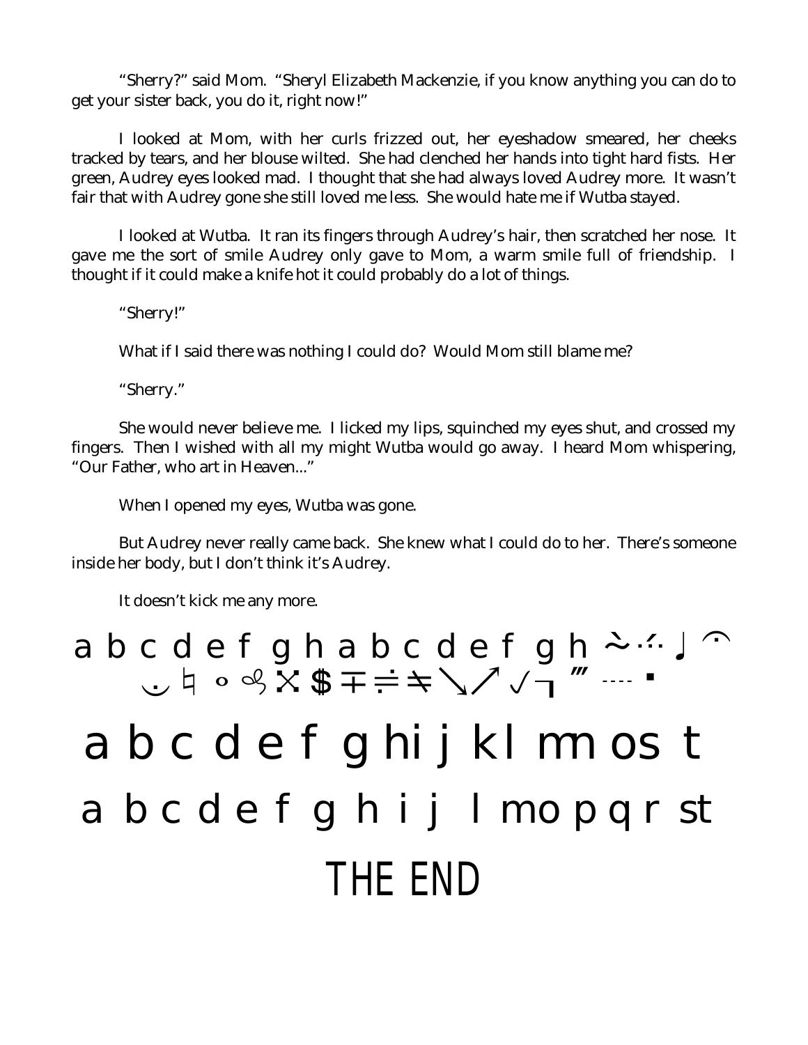"Sherry?" said Mom. "Sheryl Elizabeth Mackenzie, if you know anything you can do to get your sister back, you do it, right now!"

I looked at Mom, with her curls frizzed out, her eyeshadow smeared, her cheeks tracked by tears, and her blouse wilted. She had clenched her hands into tight hard fists. Her green, Audrey eyes looked mad. I thought that she had always loved Audrey more. It wasn't fair that with Audrey gone she still loved me less. She would hate me if Wutba stayed.

I looked at Wutba. It ran its fingers through Audrey's hair, then scratched her nose. It gave me the sort of smile Audrey only gave to Mom, a warm smile full of friendship. I thought if it could make a knife hot it could probably do a lot of things.

"Sherry!"

What if I said there was nothing I could do? Would Mom still blame me?

"Sherry."

She would never believe me. I licked my lips, squinched my eyes shut, and crossed my fingers. Then I wished with all my might Wutba would go away. I heard Mom whispering, "Our Father, who art in Heaven..."

When I opened my eyes, Wutba was gone.

But Audrey never really came back. She knew what I could do to her. There's someone inside her body, but I don't think it's Audrey.

It doesn't kick me any more.

a b c d e f g h a b c d e f g h ∻ ∴ ♩ ⌒
◡ ♮ ∘ ℘ ⤫ $ ∓ ≐ ≒ ↘ ↗ √ ┐ ‴ ···· ▪

# a b c d e f g hi j kl mmos t

# a b c d e f g h i j l mo p q r st

# THE END